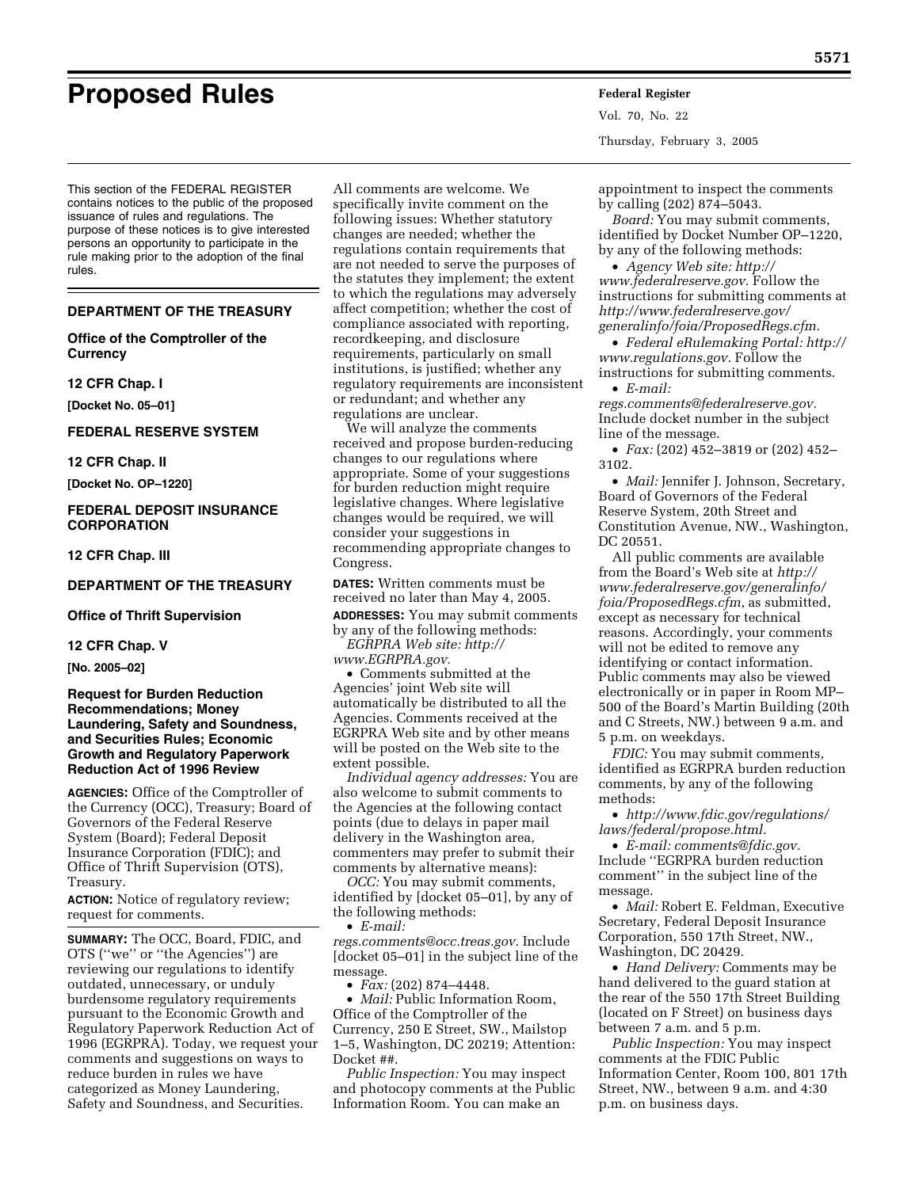# Proposed Rules

This section of the FEDERAL REGISTER contains notices to the public of the proposed issuance of rules and regulations. The purpose of these notices is to give interested persons an opportunity to participate in the rule making prior to the adoption of the final rules.

## DEPARTMENT OF THE TREASURY

### Office of the Comptroller of the Currency

**12 CFR Chap. I**

**[Docket No. 05–01]**

## FEDERAL RESERVE SYSTEM

**12 CFR Chap. II**

**[Docket No. OP–1220]**

## FEDERAL DEPOSIT INSURANCE CORPORATION

**12 CFR Chap. III**

## DEPARTMENT OF THE TREASURY

### Office of Thrift Supervision

**12 CFR Chap. V**

**[No. 2005–02]**

### Request for Burden Reduction Recommendations; Money Laundering, Safety and Soundness, and Securities Rules; Economic Growth and Regulatory Paperwork Reduction Act of 1996 Review

**AGENCIES:** Office of the Comptroller of the Currency (OCC), Treasury; Board of Governors of the Federal Reserve System (Board); Federal Deposit Insurance Corporation (FDIC); and Office of Thrift Supervision (OTS), Treasury.

**ACTION:** Notice of regulatory review; request for comments.

**SUMMARY:** The OCC, Board, FDIC, and OTS (''we'' or ''the Agencies'') are reviewing our regulations to identify outdated, unnecessary, or unduly burdensome regulatory requirements pursuant to the Economic Growth and Regulatory Paperwork Reduction Act of 1996 (EGRPRA). Today, we request your comments and suggestions on ways to reduce burden in rules we have categorized as Money Laundering, Safety and Soundness, and Securities. All comments are welcome. We specifically invite comment on the following issues: Whether statutory changes are needed; whether the regulations contain requirements that are not needed to serve the purposes of the statutes they implement; the extent to which the regulations may adversely affect competition; whether the cost of compliance associated with reporting, recordkeeping, and disclosure requirements, particularly on small institutions, is justified; whether any regulatory requirements are inconsistent or redundant; and whether any regulations are unclear.

We will analyze the comments received and propose burden-reducing changes to our regulations where appropriate. Some of your suggestions for burden reduction might require legislative changes. Where legislative changes would be required, we will consider your suggestions in recommending appropriate changes to Congress.

**DATES:** Written comments must be received no later than May 4, 2005.

**ADDRESSES:** You may submit comments by any of the following methods:

*EGRPRA Web site: http://www.EGRPRA.gov.*

• Comments submitted at the Agencies' joint Web site will automatically be distributed to all the Agencies. Comments received at the EGRPRA Web site and by other means will be posted on the Web site to the extent possible.

*Individual agency addresses:* You are also welcome to submit comments to the Agencies at the following contact points (due to delays in paper mail delivery in the Washington area, commenters may prefer to submit their comments by alternative means):

*OCC:* You may submit comments, identified by [docket 05–01], by any of the following methods:

• *E-mail: regs.comments@occ.treas.gov.* Include [docket 05–01] in the subject line of the message.

• *Fax:* (202) 874–4448.

• *Mail:* Public Information Room, Office of the Comptroller of the Currency, 250 E Street, SW., Mailstop 1–5, Washington, DC 20219; Attention: Docket ##.

*Public Inspection:* You may inspect and photocopy comments at the Public Information Room. You can make an appointment to inspect the comments by calling (202) 874–5043.

*Board:* You may submit comments, identified by Docket Number OP–1220, by any of the following methods:

• *Agency Web site: http://www.federalreserve.gov.* Follow the instructions for submitting comments at *http://www.federalreserve.gov/generalinfo/foia/ProposedRegs.cfm.*

• *Federal eRulemaking Portal: http://www.regulations.gov.* Follow the instructions for submitting comments.

• *E-mail: regs.comments@federalreserve.gov.* Include docket number in the subject line of the message.

• *Fax:* (202) 452–3819 or (202) 452–3102.

• *Mail:* Jennifer J. Johnson, Secretary, Board of Governors of the Federal Reserve System, 20th Street and Constitution Avenue, NW., Washington, DC 20551.

All public comments are available from the Board's Web site at *http://www.federalreserve.gov/generalinfo/foia/ProposedRegs.cfm*, as submitted, except as necessary for technical reasons. Accordingly, your comments will not be edited to remove any identifying or contact information. Public comments may also be viewed electronically or in paper in Room MP–500 of the Board's Martin Building (20th and C Streets, NW.) between 9 a.m. and 5 p.m. on weekdays.

*FDIC:* You may submit comments, identified as EGRPRA burden reduction comments, by any of the following methods:

• *http://www.fdic.gov/regulations/laws/federal/propose.html.*

• *E-mail: comments@fdic.gov.* Include ''EGRPRA burden reduction comment'' in the subject line of the message.

• *Mail:* Robert E. Feldman, Executive Secretary, Federal Deposit Insurance Corporation, 550 17th Street, NW., Washington, DC 20429.

• *Hand Delivery:* Comments may be hand delivered to the guard station at the rear of the 550 17th Street Building (located on F Street) on business days between 7 a.m. and 5 p.m.

*Public Inspection:* You may inspect comments at the FDIC Public Information Center, Room 100, 801 17th Street, NW., between 9 a.m. and 4:30 p.m. on business days.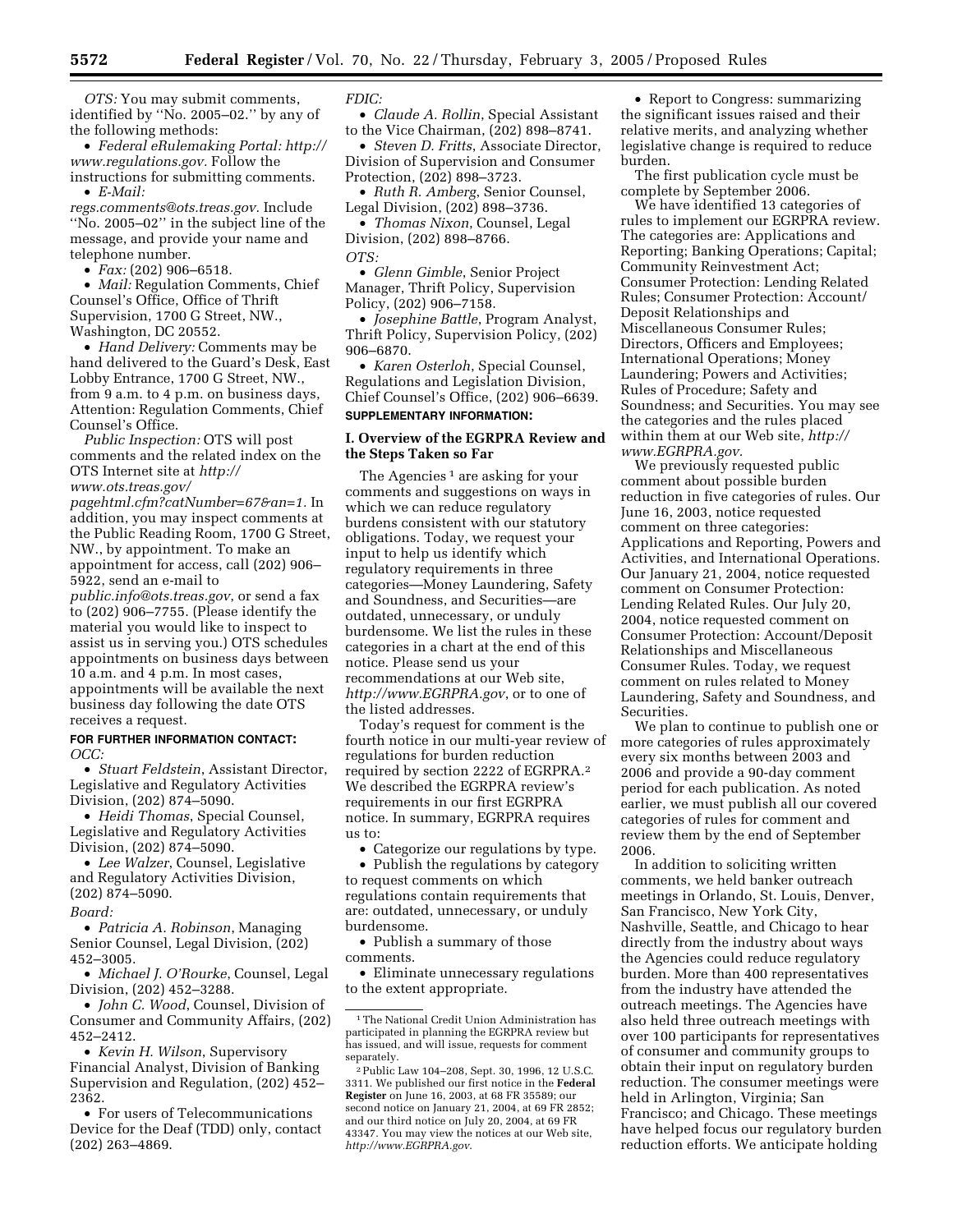*OTS:* You may submit comments, identified by ''No. 2005–02.'' by any of the following methods:

- *Federal eRulemaking Portal: http://www.regulations.gov.* Follow the instructions for submitting comments.
- *E-Mail: regs.comments@ots.treas.gov.* Include ''No. 2005–02'' in the subject line of the message, and provide your name and telephone number.
- *Fax:* (202) 906–6518.
- *Mail:* Regulation Comments, Chief Counsel's Office, Office of Thrift Supervision, 1700 G Street, NW., Washington, DC 20552.
- *Hand Delivery:* Comments may be hand delivered to the Guard's Desk, East Lobby Entrance, 1700 G Street, NW., from 9 a.m. to 4 p.m. on business days, Attention: Regulation Comments, Chief Counsel's Office.

*Public Inspection:* OTS will post comments and the related index on the OTS Internet site at *http://www.ots.treas.gov/pagehtml.cfm?catNumber=67&an=1.* In addition, you may inspect comments at the Public Reading Room, 1700 G Street, NW., by appointment. To make an appointment for access, call (202) 906–5922, send an e-mail to *public.info@ots.treas.gov*, or send a fax to (202) 906–7755. (Please identify the material you would like to inspect to assist us in serving you.) OTS schedules appointments on business days between 10 a.m. and 4 p.m. In most cases, appointments will be available the next business day following the date OTS receives a request.

**FOR FURTHER INFORMATION CONTACT:**

*OCC:*

- *Stuart Feldstein*, Assistant Director, Legislative and Regulatory Activities Division, (202) 874–5090.
- *Heidi Thomas*, Special Counsel, Legislative and Regulatory Activities Division, (202) 874–5090.
- *Lee Walzer*, Counsel, Legislative and Regulatory Activities Division, (202) 874–5090.

*Board:*

- *Patricia A. Robinson*, Managing Senior Counsel, Legal Division, (202) 452–3005.
- *Michael J. O'Rourke*, Counsel, Legal Division, (202) 452–3288.
- *John C. Wood*, Counsel, Division of Consumer and Community Affairs, (202) 452–2412.
- *Kevin H. Wilson*, Supervisory Financial Analyst, Division of Banking Supervision and Regulation, (202) 452–2362.
- For users of Telecommunications Device for the Deaf (TDD) only, contact (202) 263–4869.

*FDIC:*

- *Claude A. Rollin*, Special Assistant to the Vice Chairman, (202) 898–8741.
- *Steven D. Fritts*, Associate Director, Division of Supervision and Consumer Protection, (202) 898–3723.
- *Ruth R. Amberg*, Senior Counsel, Legal Division, (202) 898–3736.
- *Thomas Nixon*, Counsel, Legal Division, (202) 898–8766.

*OTS:*

- *Glenn Gimble*, Senior Project Manager, Thrift Policy, Supervision Policy, (202) 906–7158.
- *Josephine Battle*, Program Analyst, Thrift Policy, Supervision Policy, (202) 906–6870.
- *Karen Osterloh*, Special Counsel, Regulations and Legislation Division, Chief Counsel's Office, (202) 906–6639.

**SUPPLEMENTARY INFORMATION:**

## I. Overview of the EGRPRA Review and the Steps Taken so Far

The Agencies [1] are asking for your comments and suggestions on ways in which we can reduce regulatory burdens consistent with our statutory obligations. Today, we request your input to help us identify which regulatory requirements in three categories—Money Laundering, Safety and Soundness, and Securities—are outdated, unnecessary, or unduly burdensome. We list the rules in these categories in a chart at the end of this notice. Please send us your recommendations at our Web site, *http://www.EGRPRA.gov*, or to one of the listed addresses.

Today's request for comment is the fourth notice in our multi-year review of regulations for burden reduction required by section 2222 of EGRPRA.[2] We described the EGRPRA review's requirements in our first EGRPRA notice. In summary, EGRPRA requires us to:

- Categorize our regulations by type.
- Publish the regulations by category to request comments on which regulations contain requirements that are: outdated, unnecessary, or unduly burdensome.
- Publish a summary of those comments.
- Eliminate unnecessary regulations to the extent appropriate.
- Report to Congress: summarizing the significant issues raised and their relative merits, and analyzing whether legislative change is required to reduce burden.

The first publication cycle must be complete by September 2006.

We have identified 13 categories of rules to implement our EGRPRA review. The categories are: Applications and Reporting; Banking Operations; Capital; Community Reinvestment Act; Consumer Protection: Lending Related Rules; Consumer Protection: Account/Deposit Relationships and Miscellaneous Consumer Rules; Directors, Officers and Employees; International Operations; Money Laundering; Powers and Activities; Rules of Procedure; Safety and Soundness; and Securities. You may see the categories and the rules placed within them at our Web site, *http://www.EGRPRA.gov.*

We previously requested public comment about possible burden reduction in five categories of rules. Our June 16, 2003, notice requested comment on three categories: Applications and Reporting, Powers and Activities, and International Operations. Our January 21, 2004, notice requested comment on Consumer Protection: Lending Related Rules. Our July 20, 2004, notice requested comment on Consumer Protection: Account/Deposit Relationships and Miscellaneous Consumer Rules. Today, we request comment on rules related to Money Laundering, Safety and Soundness, and Securities.

We plan to continue to publish one or more categories of rules approximately every six months between 2003 and 2006 and provide a 90-day comment period for each publication. As noted earlier, we must publish all our covered categories of rules for comment and review them by the end of September 2006.

In addition to soliciting written comments, we held banker outreach meetings in Orlando, St. Louis, Denver, San Francisco, New York City, Nashville, Seattle, and Chicago to hear directly from the industry about ways the Agencies could reduce regulatory burden. More than 400 representatives from the industry have attended the outreach meetings. The Agencies have also held three outreach meetings with over 100 participants for representatives of consumer and community groups to obtain their input on regulatory burden reduction. The consumer meetings were held in Arlington, Virginia; San Francisco; and Chicago. These meetings have helped focus our regulatory burden reduction efforts. We anticipate holding

---

[1] The National Credit Union Administration has participated in planning the EGRPRA review but has issued, and will issue, requests for comment separately.

[2] Public Law 104–208, Sept. 30, 1996, 12 U.S.C. 3311. We published our first notice in the **Federal Register** on June 16, 2003, at 68 FR 35589; our second notice on January 21, 2004, at 69 FR 2852; and our third notice on July 20, 2004, at 69 FR 43347. You may view the notices at our Web site, *http://www.EGRPRA.gov.*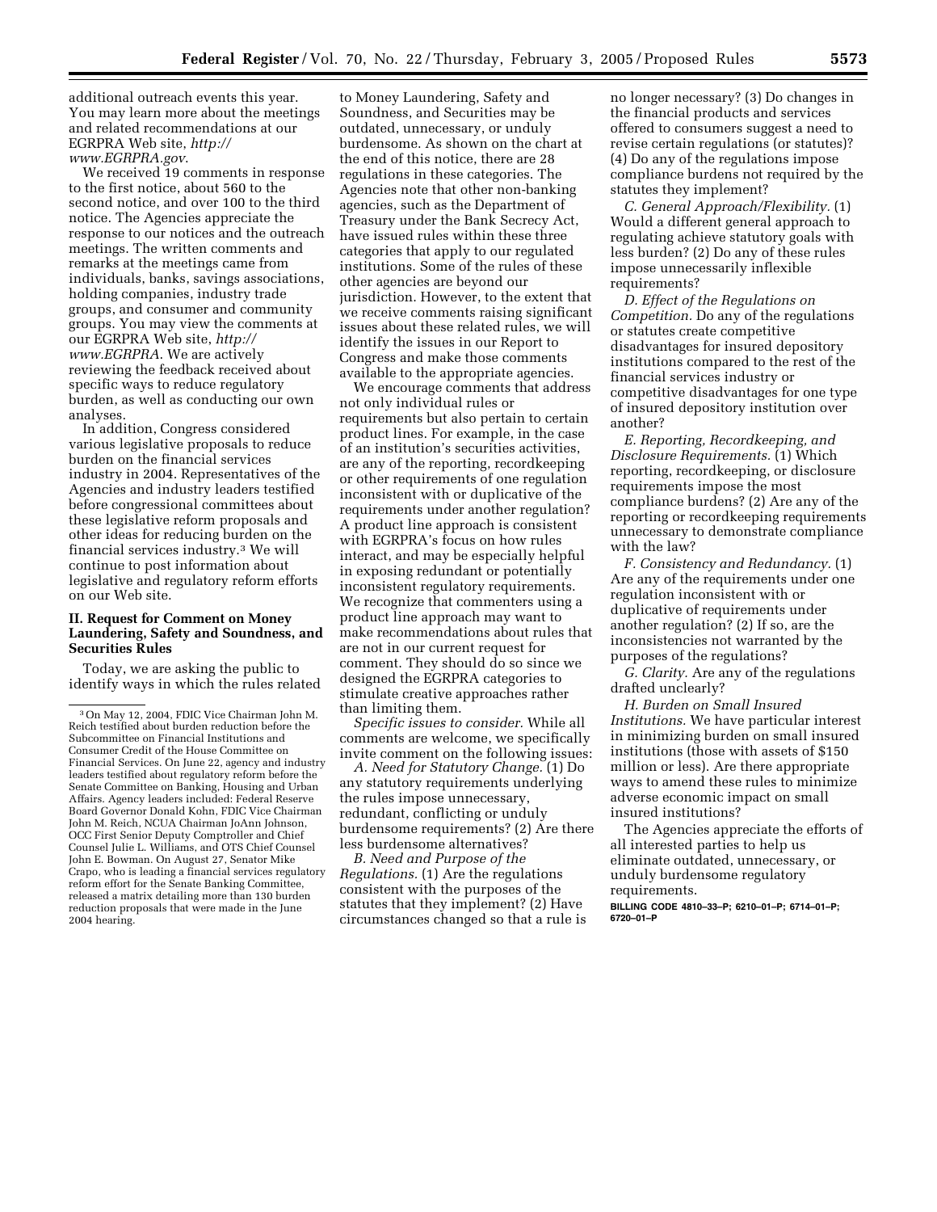additional outreach events this year. You may learn more about the meetings and related recommendations at our EGRPRA Web site, *http://www.EGRPRA.gov*.

We received 19 comments in response to the first notice, about 560 to the second notice, and over 100 to the third notice. The Agencies appreciate the response to our notices and the outreach meetings. The written comments and remarks at the meetings came from individuals, banks, savings associations, holding companies, industry trade groups, and consumer and community groups. You may view the comments at our EGRPRA Web site, *http://www.EGRPRA*. We are actively reviewing the feedback received about specific ways to reduce regulatory burden, as well as conducting our own analyses.

In addition, Congress considered various legislative proposals to reduce burden on the financial services industry in 2004. Representatives of the Agencies and industry leaders testified before congressional committees about these legislative reform proposals and other ideas for reducing burden on the financial services industry.[3] We will continue to post information about legislative and regulatory reform efforts on our Web site.

## II. Request for Comment on Money Laundering, Safety and Soundness, and Securities Rules

Today, we are asking the public to identify ways in which the rules related to Money Laundering, Safety and Soundness, and Securities may be outdated, unnecessary, or unduly burdensome. As shown on the chart at the end of this notice, there are 28 regulations in these categories. The Agencies note that other non-banking agencies, such as the Department of Treasury under the Bank Secrecy Act, have issued rules within these three categories that apply to our regulated institutions. Some of the rules of these other agencies are beyond our jurisdiction. However, to the extent that we receive comments raising significant issues about these related rules, we will identify the issues in our Report to Congress and make those comments available to the appropriate agencies.

We encourage comments that address not only individual rules or requirements but also pertain to certain product lines. For example, in the case of an institution's securities activities, are any of the reporting, recordkeeping or other requirements of one regulation inconsistent with or duplicative of the requirements under another regulation? A product line approach is consistent with EGRPRA's focus on how rules interact, and may be especially helpful in exposing redundant or potentially inconsistent regulatory requirements. We recognize that commenters using a product line approach may want to make recommendations about rules that are not in our current request for comment. They should do so since we designed the EGRPRA categories to stimulate creative approaches rather than limiting them.

*Specific issues to consider.* While all comments are welcome, we specifically invite comment on the following issues:

*A. Need for Statutory Change.* (1) Do any statutory requirements underlying the rules impose unnecessary, redundant, conflicting or unduly burdensome requirements? (2) Are there less burdensome alternatives?

*B. Need and Purpose of the Regulations.* (1) Are the regulations consistent with the purposes of the statutes that they implement? (2) Have circumstances changed so that a rule is no longer necessary? (3) Do changes in the financial products and services offered to consumers suggest a need to revise certain regulations (or statutes)? (4) Do any of the regulations impose compliance burdens not required by the statutes they implement?

*C. General Approach/Flexibility.* (1) Would a different general approach to regulating achieve statutory goals with less burden? (2) Do any of these rules impose unnecessarily inflexible requirements?

*D. Effect of the Regulations on Competition.* Do any of the regulations or statutes create competitive disadvantages for insured depository institutions compared to the rest of the financial services industry or competitive disadvantages for one type of insured depository institution over another?

*E. Reporting, Recordkeeping, and Disclosure Requirements.* (1) Which reporting, recordkeeping, or disclosure requirements impose the most compliance burdens? (2) Are any of the reporting or recordkeeping requirements unnecessary to demonstrate compliance with the law?

*F. Consistency and Redundancy.* (1) Are any of the requirements under one regulation inconsistent with or duplicative of requirements under another regulation? (2) If so, are the inconsistencies not warranted by the purposes of the regulations?

*G. Clarity.* Are any of the regulations drafted unclearly?

*H. Burden on Small Insured Institutions.* We have particular interest in minimizing burden on small insured institutions (those with assets of $150 million or less). Are there appropriate ways to amend these rules to minimize adverse economic impact on small insured institutions?

The Agencies appreciate the efforts of all interested parties to help us eliminate outdated, unnecessary, or unduly burdensome regulatory requirements.

**BILLING CODE 4810–33–P; 6210–01–P; 6714–01–P; 6720–01–P**

---

[3] On May 12, 2004, FDIC Vice Chairman John M. Reich testified about burden reduction before the Subcommittee on Financial Institutions and Consumer Credit of the House Committee on Financial Services. On June 22, agency and industry leaders testified about regulatory reform before the Senate Committee on Banking, Housing and Urban Affairs. Agency leaders included: Federal Reserve Board Governor Donald Kohn, FDIC Vice Chairman John M. Reich, NCUA Chairman JoAnn Johnson, OCC First Senior Deputy Comptroller and Chief Counsel Julie L. Williams, and OTS Chief Counsel John E. Bowman. On August 27, Senator Mike Crapo, who is leading a financial services regulatory reform effort for the Senate Banking Committee, released a matrix detailing more than 130 burden reduction proposals that were made in the June 2004 hearing.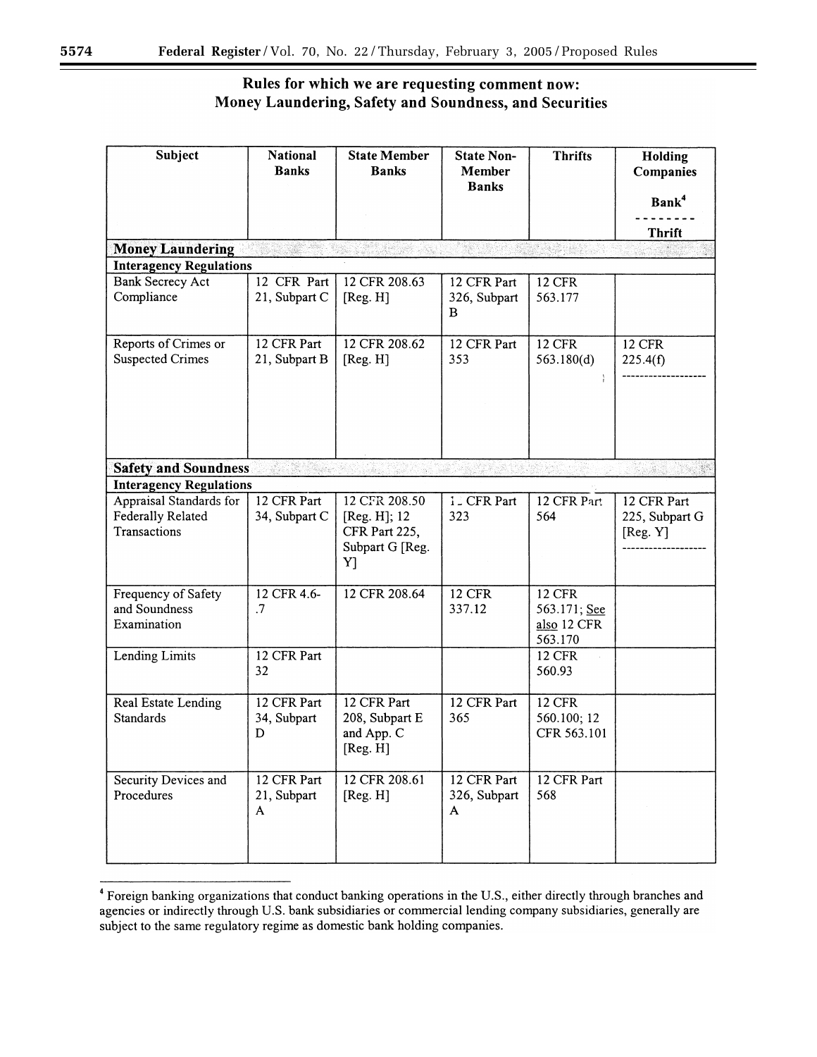## Rules for which we are requesting comment now: Money Laundering, Safety and Soundness, and Securities

| Subject | National Banks | State Member Banks | State Non-Member Banks | Thrifts | Holding Companies Bank[4] -------- Thrift |
|---|---|---|---|---|---|
| **Money Laundering** | | | | | |
| **Interagency Regulations** | | | | | |
| Bank Secrecy Act Compliance | 12 CFR Part 21, Subpart C | 12 CFR 208.63 [Reg. H] | 12 CFR Part 326, Subpart B | 12 CFR 563.177 | |
| Reports of Crimes or Suspected Crimes | 12 CFR Part 21, Subpart B | 12 CFR 208.62 [Reg. H] | 12 CFR Part 353 | 12 CFR 563.180(d) | 12 CFR 225.4(f) ------------------ |
| **Safety and Soundness** | | | | | |
| **Interagency Regulations** | | | | | |
| Appraisal Standards for Federally Related Transactions | 12 CFR Part 34, Subpart C | 12 CFR 208.50 [Reg. H]; 12 CFR Part 225, Subpart G [Reg. Y] | 12 CFR Part 323 | 12 CFR Part 564 | 12 CFR Part 225, Subpart G [Reg. Y] ------------------ |
| Frequency of Safety and Soundness Examination | 12 CFR 4.6-.7 | 12 CFR 208.64 | 12 CFR 337.12 | 12 CFR 563.171; See also 12 CFR 563.170 | |
| Lending Limits | 12 CFR Part 32 | | | 12 CFR 560.93 | |
| Real Estate Lending Standards | 12 CFR Part 34, Subpart D | 12 CFR Part 208, Subpart E and App. C [Reg. H] | 12 CFR Part 365 | 12 CFR 560.100; 12 CFR 563.101 | |
| Security Devices and Procedures | 12 CFR Part 21, Subpart A | 12 CFR 208.61 [Reg. H] | 12 CFR Part 326, Subpart A | 12 CFR Part 568 | |

[4] Foreign banking organizations that conduct banking operations in the U.S., either directly through branches and agencies or indirectly through U.S. bank subsidiaries or commercial lending company subsidiaries, generally are subject to the same regulatory regime as domestic bank holding companies.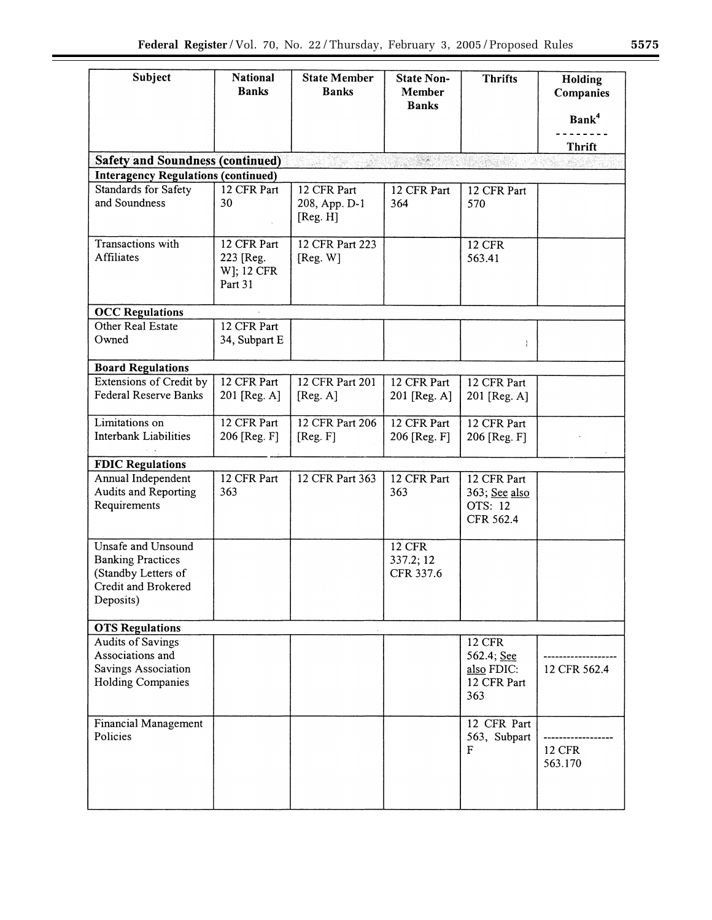| Subject | National Banks | State Member Banks | State Non-Member Banks | Thrifts | Holding Companies<br><br>Bank[4]<br>--------<br>Thrift |
|---|---|---|---|---|---|
| **Safety and Soundness (continued)** | | | | | |
| **Interagency Regulations (continued)** | | | | | |
| Standards for Safety and Soundness | 12 CFR Part 30 | 12 CFR Part 208, App. D-1 [Reg. H] | 12 CFR Part 364 | 12 CFR Part 570 | |
| Transactions with Affiliates | 12 CFR Part 223 [Reg. W]; 12 CFR Part 31 | 12 CFR Part 223 [Reg. W] | | 12 CFR 563.41 | |
| **OCC Regulations** | | | | | |
| Other Real Estate Owned | 12 CFR Part 34, Subpart E | | | | |
| **Board Regulations** | | | | | |
| Extensions of Credit by Federal Reserve Banks | 12 CFR Part 201 [Reg. A] | 12 CFR Part 201 [Reg. A] | 12 CFR Part 201 [Reg. A] | 12 CFR Part 201 [Reg. A] | |
| Limitations on Interbank Liabilities | 12 CFR Part 206 [Reg. F] | 12 CFR Part 206 [Reg. F] | 12 CFR Part 206 [Reg. F] | 12 CFR Part 206 [Reg. F] | |
| **FDIC Regulations** | | | | | |
| Annual Independent Audits and Reporting Requirements | 12 CFR Part 363 | 12 CFR Part 363 | 12 CFR Part 363 | 12 CFR Part 363; See also OTS: 12 CFR 562.4 | |
| Unsafe and Unsound Banking Practices (Standby Letters of Credit and Brokered Deposits) | | | 12 CFR 337.2; 12 CFR 337.6 | | |
| **OTS Regulations** | | | | | |
| Audits of Savings Associations and Savings Association Holding Companies | | | | 12 CFR 562.4; See also FDIC: 12 CFR Part 363 | ------------------<br>12 CFR 562.4 |
| Financial Management Policies | | | | 12 CFR Part 563, Subpart F | ------------------<br>12 CFR 563.170 |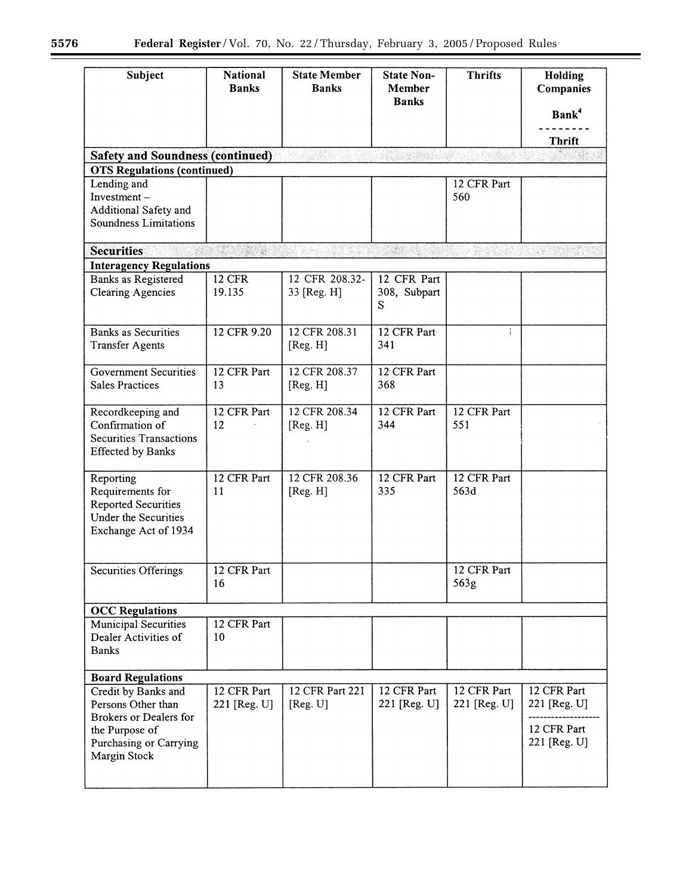| Subject | National Banks | State Member Banks | State Non-Member Banks | Thrifts | Holding Companies<br><br>Bank[4]<br>--------<br>Thrift |
|---|---|---|---|---|---|
| **Safety and Soundness (continued)** | | | | | |
| **OTS Regulations (continued)** | | | | | |
| Lending and Investment – Additional Safety and Soundness Limitations | | | | 12 CFR Part 560 | |
| **Securities** | | | | | |
| **Interagency Regulations** | | | | | |
| Banks as Registered Clearing Agencies | 12 CFR 19.135 | 12 CFR 208.32-33 [Reg. H] | 12 CFR Part 308, Subpart S | | |
| Banks as Securities Transfer Agents | 12 CFR 9.20 | 12 CFR 208.31 [Reg. H] | 12 CFR Part 341 | | |
| Government Securities Sales Practices | 12 CFR Part 13 | 12 CFR 208.37 [Reg. H] | 12 CFR Part 368 | | |
| Recordkeeping and Confirmation of Securities Transactions Effected by Banks | 12 CFR Part 12 | 12 CFR 208.34 [Reg. H] | 12 CFR Part 344 | 12 CFR Part 551 | |
| Reporting Requirements for Reported Securities Under the Securities Exchange Act of 1934 | 12 CFR Part 11 | 12 CFR 208.36 [Reg. H] | 12 CFR Part 335 | 12 CFR Part 563d | |
| Securities Offerings | 12 CFR Part 16 | | | 12 CFR Part 563g | |
| **OCC Regulations** | | | | | |
| Municipal Securities Dealer Activities of Banks | 12 CFR Part 10 | | | | |
| **Board Regulations** | | | | | |
| Credit by Banks and Persons Other than Brokers or Dealers for the Purpose of Purchasing or Carrying Margin Stock | 12 CFR Part 221 [Reg. U] | 12 CFR Part 221 [Reg. U] | 12 CFR Part 221 [Reg. U] | 12 CFR Part 221 [Reg. U] | 12 CFR Part 221 [Reg. U]<br>--------<br>12 CFR Part 221 [Reg. U] |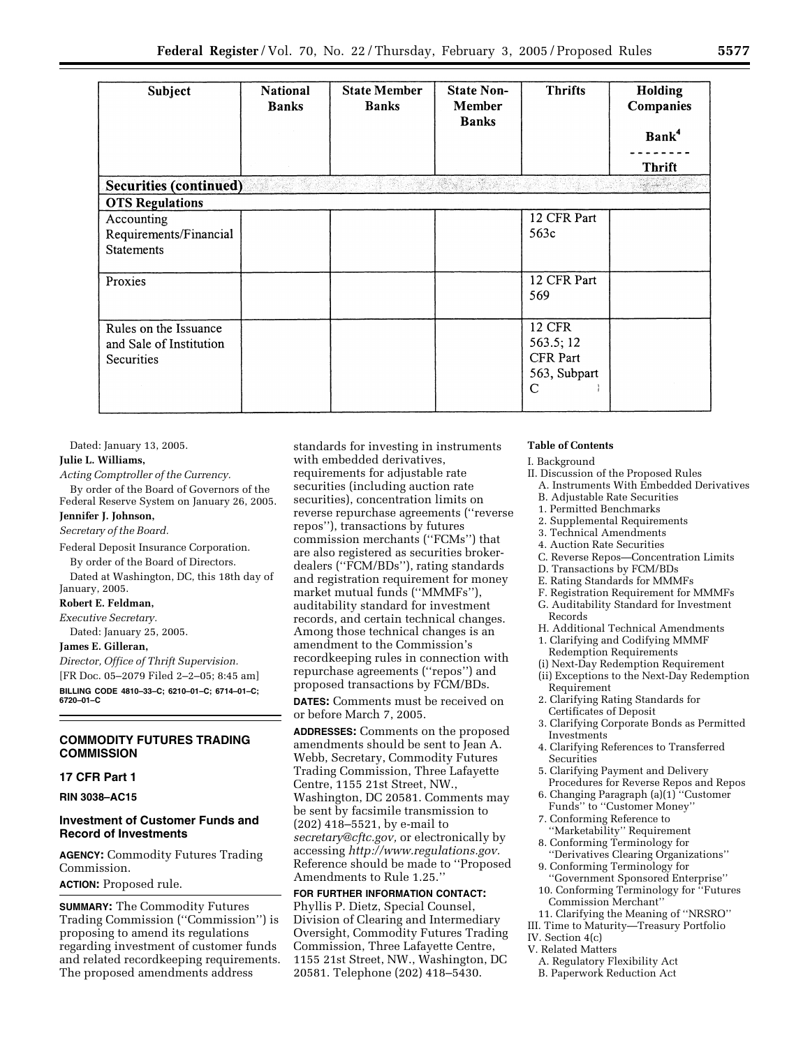| Subject | National Banks | State Member Banks | State Non-Member Banks | Thrifts | Holding Companies Bank[4] -------- Thrift |
|---|---|---|---|---|---|
| **Securities (continued)** | | | | | |
| **OTS Regulations** | | | | | |
| Accounting Requirements/Financial Statements | | | | 12 CFR Part 563c | |
| Proxies | | | | 12 CFR Part 569 | |
| Rules on the Issuance and Sale of Institution Securities | | | | 12 CFR 563.5; 12 CFR Part 563, Subpart C | |

Dated: January 13, 2005.

**Julie L. Williams,**

*Acting Comptroller of the Currency.*

By order of the Board of Governors of the Federal Reserve System on January 26, 2005.

**Jennifer J. Johnson,**

*Secretary of the Board.*

Federal Deposit Insurance Corporation.

By order of the Board of Directors.

Dated at Washington, DC, this 18th day of January, 2005.

**Robert E. Feldman,**

*Executive Secretary.*

Dated: January 25, 2005.

**James E. Gilleran,**

*Director, Office of Thrift Supervision.*

[FR Doc. 05–2079 Filed 2–2–05; 8:45 am]

**BILLING CODE 4810–33–C; 6210–01–C; 6714–01–C; 6720–01–C**

## COMMODITY FUTURES TRADING COMMISSION

### 17 CFR Part 1

### RIN 3038–AC15

## Investment of Customer Funds and Record of Investments

**AGENCY:** Commodity Futures Trading Commission.

**ACTION:** Proposed rule.

**SUMMARY:** The Commodity Futures Trading Commission (''Commission'') is proposing to amend its regulations regarding investment of customer funds and related recordkeeping requirements. The proposed amendments address standards for investing in instruments with embedded derivatives, requirements for adjustable rate securities (including auction rate securities), concentration limits on reverse repurchase agreements (''reverse repos''), transactions by futures commission merchants (''FCMs'') that are also registered as securities broker-dealers (''FCM/BDs''), rating standards and registration requirement for money market mutual funds (''MMMFs''), auditability standard for investment records, and certain technical changes. Among those technical changes is an amendment to the Commission's recordkeeping rules in connection with repurchase agreements (''repos'') and proposed transactions by FCM/BDs.

**DATES:** Comments must be received on or before March 7, 2005.

**ADDRESSES:** Comments on the proposed amendments should be sent to Jean A. Webb, Secretary, Commodity Futures Trading Commission, Three Lafayette Centre, 1155 21st Street, NW., Washington, DC 20581. Comments may be sent by facsimile transmission to (202) 418–5521, by e-mail to *secretary@cftc.gov,* or electronically by accessing *http://www.regulations.gov.* Reference should be made to ''Proposed Amendments to Rule 1.25.''

**FOR FURTHER INFORMATION CONTACT:** Phyllis P. Dietz, Special Counsel, Division of Clearing and Intermediary Oversight, Commodity Futures Trading Commission, Three Lafayette Centre, 1155 21st Street, NW., Washington, DC 20581. Telephone (202) 418–5430.

**Table of Contents**

I. Background
II. Discussion of the Proposed Rules
  A. Instruments With Embedded Derivatives
  B. Adjustable Rate Securities
  1. Permitted Benchmarks
  2. Supplemental Requirements
  3. Technical Amendments
  4. Auction Rate Securities
  C. Reverse Repos—Concentration Limits
  D. Transactions by FCM/BDs
  E. Rating Standards for MMMFs
  F. Registration Requirement for MMMFs
  G. Auditability Standard for Investment Records
  H. Additional Technical Amendments
  1. Clarifying and Codifying MMMF Redemption Requirements
  (i) Next-Day Redemption Requirement
  (ii) Exceptions to the Next-Day Redemption Requirement
  2. Clarifying Rating Standards for Certificates of Deposit
  3. Clarifying Corporate Bonds as Permitted Investments
  4. Clarifying References to Transferred Securities
  5. Clarifying Payment and Delivery Procedures for Reverse Repos and Repos
  6. Changing Paragraph (a)(1) ''Customer Funds'' to ''Customer Money''
  7. Conforming Reference to ''Marketability'' Requirement
  8. Conforming Terminology for ''Derivatives Clearing Organizations''
  9. Conforming Terminology for ''Government Sponsored Enterprise''
  10. Conforming Terminology for ''Futures Commission Merchant''
  11. Clarifying the Meaning of ''NRSRO''
III. Time to Maturity—Treasury Portfolio
IV. Section 4(c)
V. Related Matters
  A. Regulatory Flexibility Act
  B. Paperwork Reduction Act